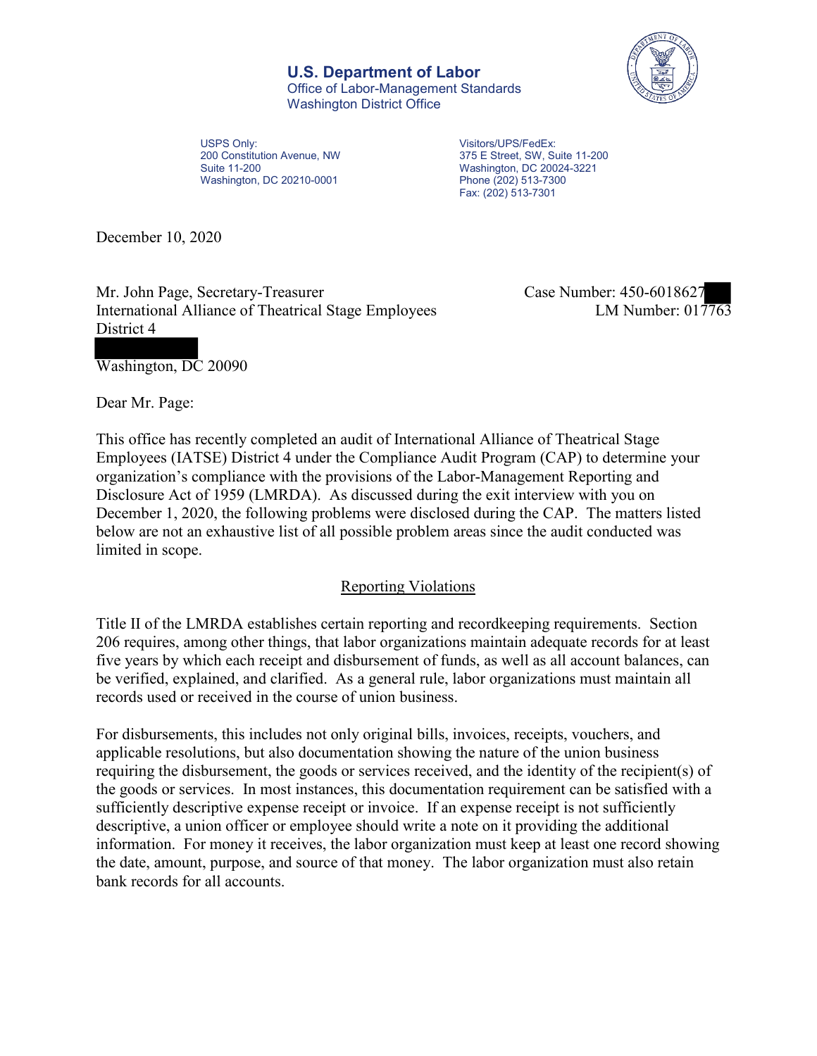**U.S. Department of Labor**
Office of Labor-Management Standards
Washington District Office

USPS Only:
200 Constitution Avenue, NW
Suite 11-200
Washington, DC 20210-0001

Visitors/UPS/FedEx:
375 E Street, SW, Suite 11-200
Washington, DC 20024-3221
Phone (202) 513-7300
Fax: (202) 513-7301

December 10, 2020

Mr. John Page, Secretary-Treasurer
International Alliance of Theatrical Stage Employees
District 4

Washington, DC 20090

Case Number: 450-6018627
LM Number: 017763

Dear Mr. Page:

This office has recently completed an audit of International Alliance of Theatrical Stage Employees (IATSE) District 4 under the Compliance Audit Program (CAP) to determine your organization's compliance with the provisions of the Labor-Management Reporting and Disclosure Act of 1959 (LMRDA). As discussed during the exit interview with you on December 1, 2020, the following problems were disclosed during the CAP. The matters listed below are not an exhaustive list of all possible problem areas since the audit conducted was limited in scope.

## Reporting Violations

Title II of the LMRDA establishes certain reporting and recordkeeping requirements. Section 206 requires, among other things, that labor organizations maintain adequate records for at least five years by which each receipt and disbursement of funds, as well as all account balances, can be verified, explained, and clarified. As a general rule, labor organizations must maintain all records used or received in the course of union business.

For disbursements, this includes not only original bills, invoices, receipts, vouchers, and applicable resolutions, but also documentation showing the nature of the union business requiring the disbursement, the goods or services received, and the identity of the recipient(s) of the goods or services. In most instances, this documentation requirement can be satisfied with a sufficiently descriptive expense receipt or invoice. If an expense receipt is not sufficiently descriptive, a union officer or employee should write a note on it providing the additional information. For money it receives, the labor organization must keep at least one record showing the date, amount, purpose, and source of that money. The labor organization must also retain bank records for all accounts.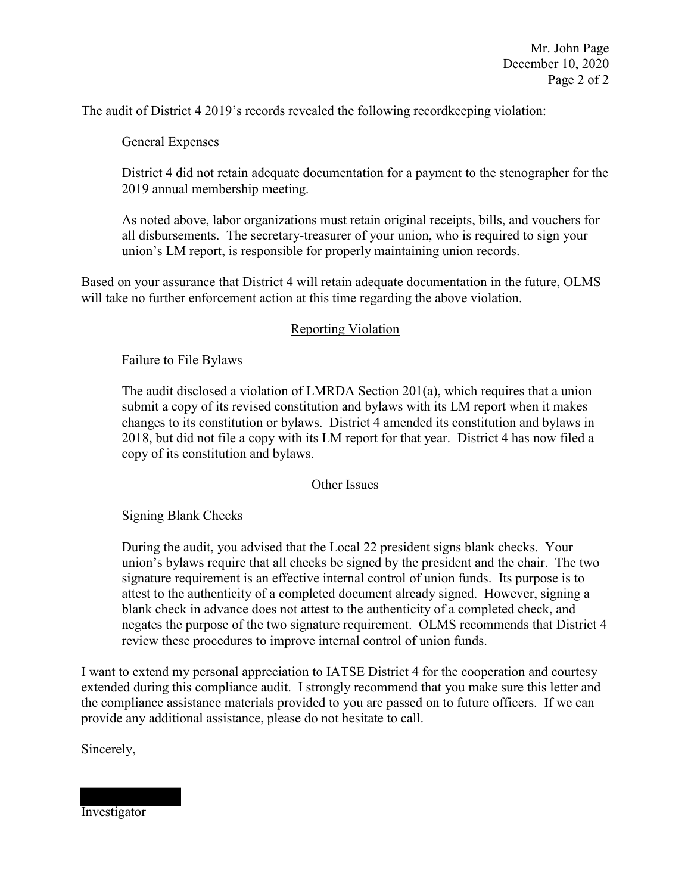The audit of District 4 2019's records revealed the following recordkeeping violation:

General Expenses

District 4 did not retain adequate documentation for a payment to the stenographer for the 2019 annual membership meeting.

As noted above, labor organizations must retain original receipts, bills, and vouchers for all disbursements. The secretary-treasurer of your union, who is required to sign your union's LM report, is responsible for properly maintaining union records.

Based on your assurance that District 4 will retain adequate documentation in the future, OLMS will take no further enforcement action at this time regarding the above violation.

## Reporting Violation

Failure to File Bylaws

The audit disclosed a violation of LMRDA Section 201(a), which requires that a union submit a copy of its revised constitution and bylaws with its LM report when it makes changes to its constitution or bylaws. District 4 amended its constitution and bylaws in 2018, but did not file a copy with its LM report for that year. District 4 has now filed a copy of its constitution and bylaws.

## Other Issues

Signing Blank Checks

During the audit, you advised that the Local 22 president signs blank checks. Your union's bylaws require that all checks be signed by the president and the chair. The two signature requirement is an effective internal control of union funds. Its purpose is to attest to the authenticity of a completed document already signed. However, signing a blank check in advance does not attest to the authenticity of a completed check, and negates the purpose of the two signature requirement. OLMS recommends that District 4 review these procedures to improve internal control of union funds.

I want to extend my personal appreciation to IATSE District 4 for the cooperation and courtesy extended during this compliance audit. I strongly recommend that you make sure this letter and the compliance assistance materials provided to you are passed on to future officers. If we can provide any additional assistance, please do not hesitate to call.

Sincerely,

Investigator